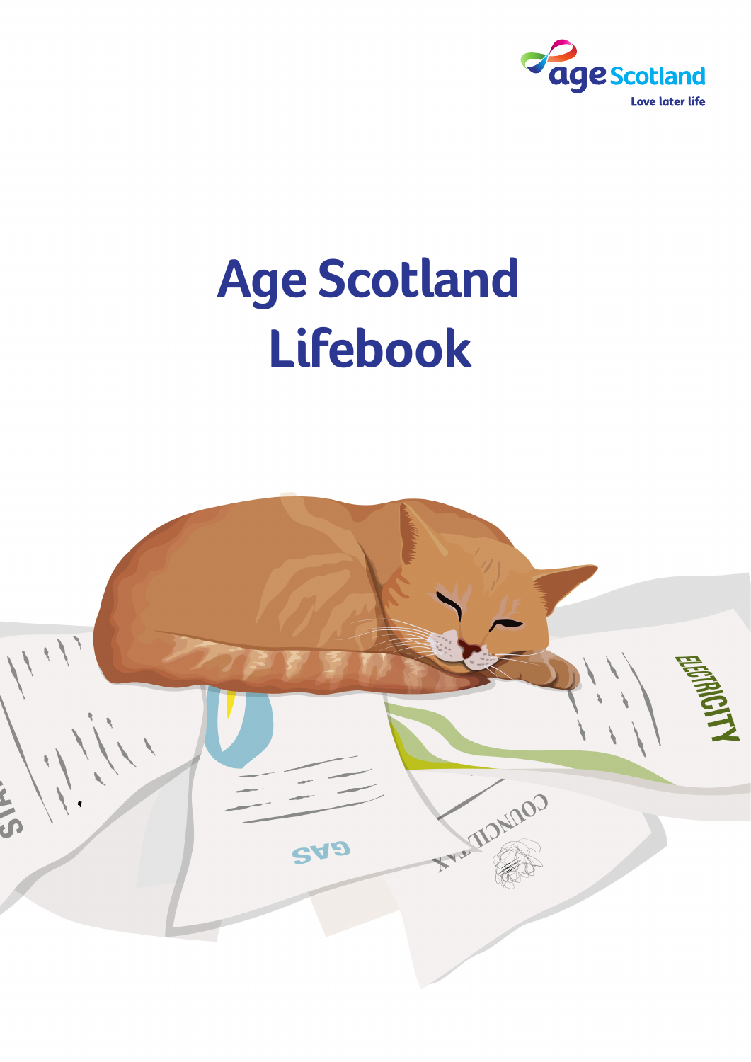age Scotland

Love later life

# Age Scotland Lifebook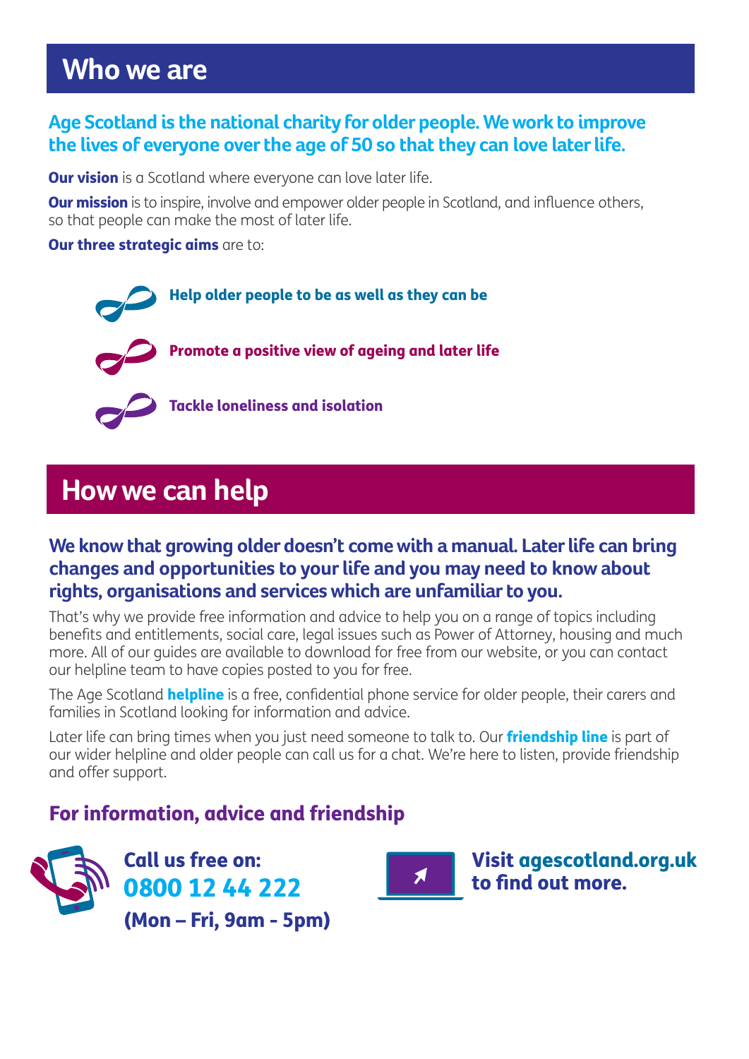## Who we are

**Age Scotland is the national charity for older people. We work to improve the lives of everyone over the age of 50 so that they can love later life.**

**Our vision** is a Scotland where everyone can love later life.

**Our mission** is to inspire, involve and empower older people in Scotland, and influence others, so that people can make the most of later life.

**Our three strategic aims** are to:

- **Help older people to be as well as they can be**
- **Promote a positive view of ageing and later life**
- **Tackle loneliness and isolation**

## How we can help

**We know that growing older doesn't come with a manual. Later life can bring changes and opportunities to your life and you may need to know about rights, organisations and services which are unfamiliar to you.**

That's why we provide free information and advice to help you on a range of topics including benefits and entitlements, social care, legal issues such as Power of Attorney, housing and much more. All of our guides are available to download for free from our website, or you can contact our helpline team to have copies posted to you for free.

The Age Scotland **helpline** is a free, confidential phone service for older people, their carers and families in Scotland looking for information and advice.

Later life can bring times when you just need someone to talk to. Our **friendship line** is part of our wider helpline and older people can call us for a chat. We're here to listen, provide friendship and offer support.

### For information, advice and friendship

**Call us free on:**
**0800 12 44 222**
**(Mon – Fri, 9am - 5pm)**

**Visit agescotland.org.uk to find out more.**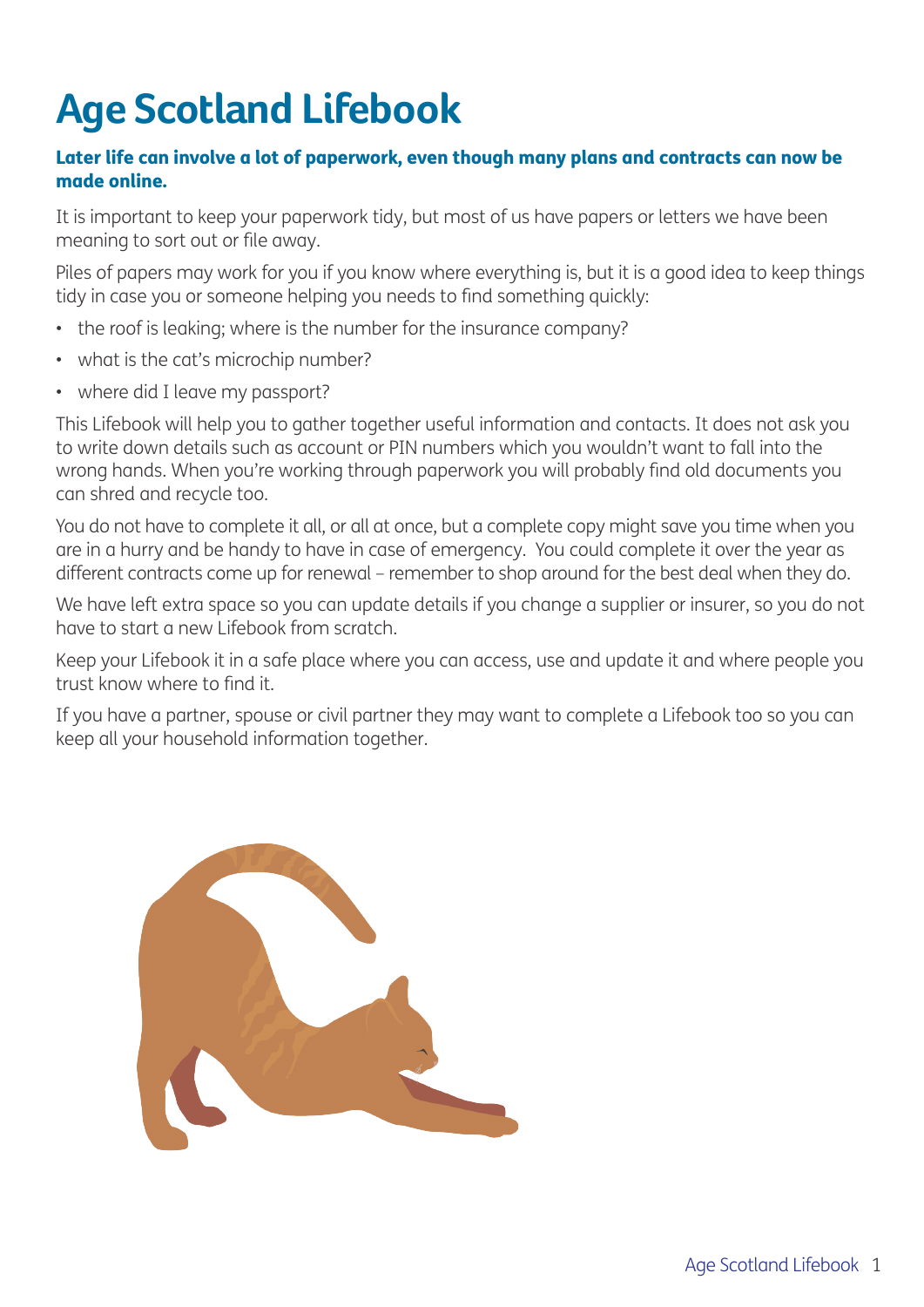# Age Scotland Lifebook

**Later life can involve a lot of paperwork, even though many plans and contracts can now be made online.**

It is important to keep your paperwork tidy, but most of us have papers or letters we have been meaning to sort out or file away.

Piles of papers may work for you if you know where everything is, but it is a good idea to keep things tidy in case you or someone helping you needs to find something quickly:

- the roof is leaking; where is the number for the insurance company?
- what is the cat's microchip number?
- where did I leave my passport?

This Lifebook will help you to gather together useful information and contacts. It does not ask you to write down details such as account or PIN numbers which you wouldn't want to fall into the wrong hands. When you're working through paperwork you will probably find old documents you can shred and recycle too.

You do not have to complete it all, or all at once, but a complete copy might save you time when you are in a hurry and be handy to have in case of emergency. You could complete it over the year as different contracts come up for renewal – remember to shop around for the best deal when they do.

We have left extra space so you can update details if you change a supplier or insurer, so you do not have to start a new Lifebook from scratch.

Keep your Lifebook it in a safe place where you can access, use and update it and where people you trust know where to find it.

If you have a partner, spouse or civil partner they may want to complete a Lifebook too so you can keep all your household information together.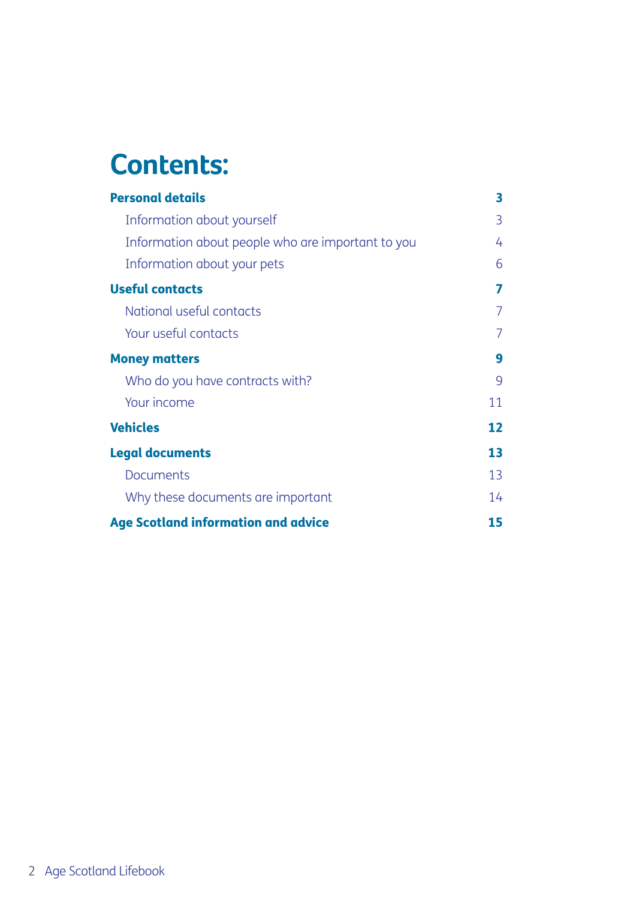# Contents:

| | |
|---|---|
| **Personal details** | **3** |
| Information about yourself | 3 |
| Information about people who are important to you | 4 |
| Information about your pets | 6 |
| **Useful contacts** | **7** |
| National useful contacts | 7 |
| Your useful contacts | 7 |
| **Money matters** | **9** |
| Who do you have contracts with? | 9 |
| Your income | 11 |
| **Vehicles** | **12** |
| **Legal documents** | **13** |
| Documents | 13 |
| Why these documents are important | 14 |
| **Age Scotland information and advice** | **15** |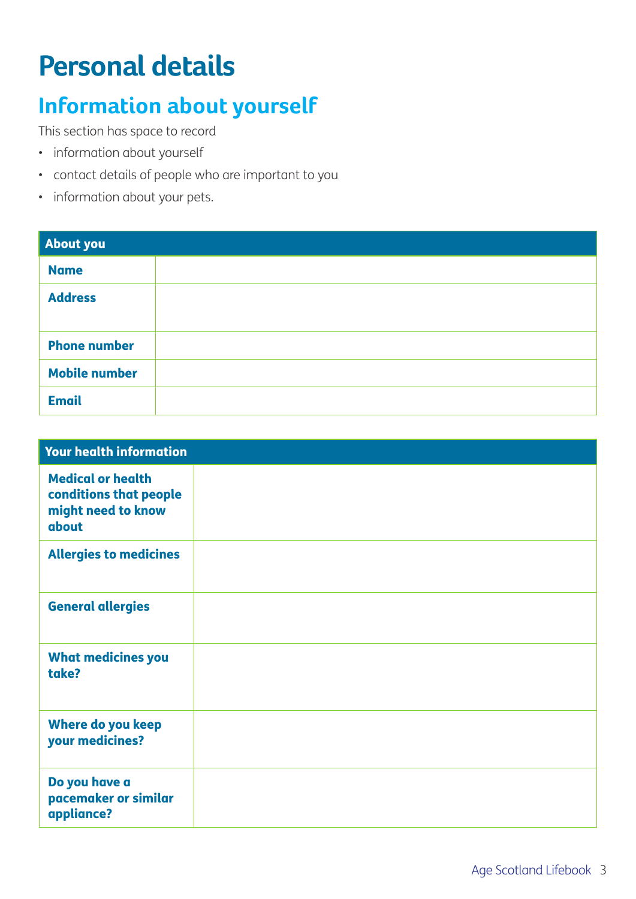# Personal details

## Information about yourself

This section has space to record

- information about yourself
- contact details of people who are important to you
- information about your pets.

| About you | |
|---|---|
| **Name** | |
| **Address** | |
| **Phone number** | |
| **Mobile number** | |
| **Email** | |

| Your health information | |
|---|---|
| **Medical or health conditions that people might need to know about** | |
| **Allergies to medicines** | |
| **General allergies** | |
| **What medicines you take?** | |
| **Where do you keep your medicines?** | |
| **Do you have a pacemaker or similar appliance?** | |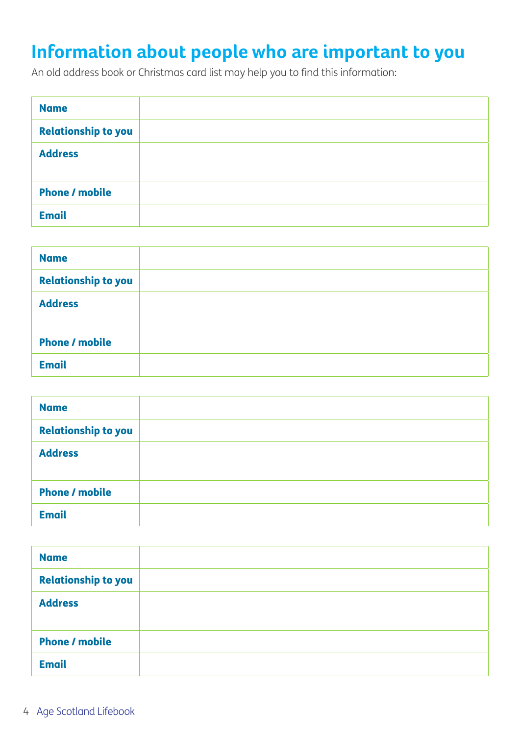# Information about people who are important to you

An old address book or Christmas card list may help you to find this information:

| **Name** | |
|---|---|
| **Relationship to you** | |
| **Address** | |
| **Phone / mobile** | |
| **Email** | |

| **Name** | |
|---|---|
| **Relationship to you** | |
| **Address** | |
| **Phone / mobile** | |
| **Email** | |

| **Name** | |
|---|---|
| **Relationship to you** | |
| **Address** | |
| **Phone / mobile** | |
| **Email** | |

| **Name** | |
|---|---|
| **Relationship to you** | |
| **Address** | |
| **Phone / mobile** | |
| **Email** | |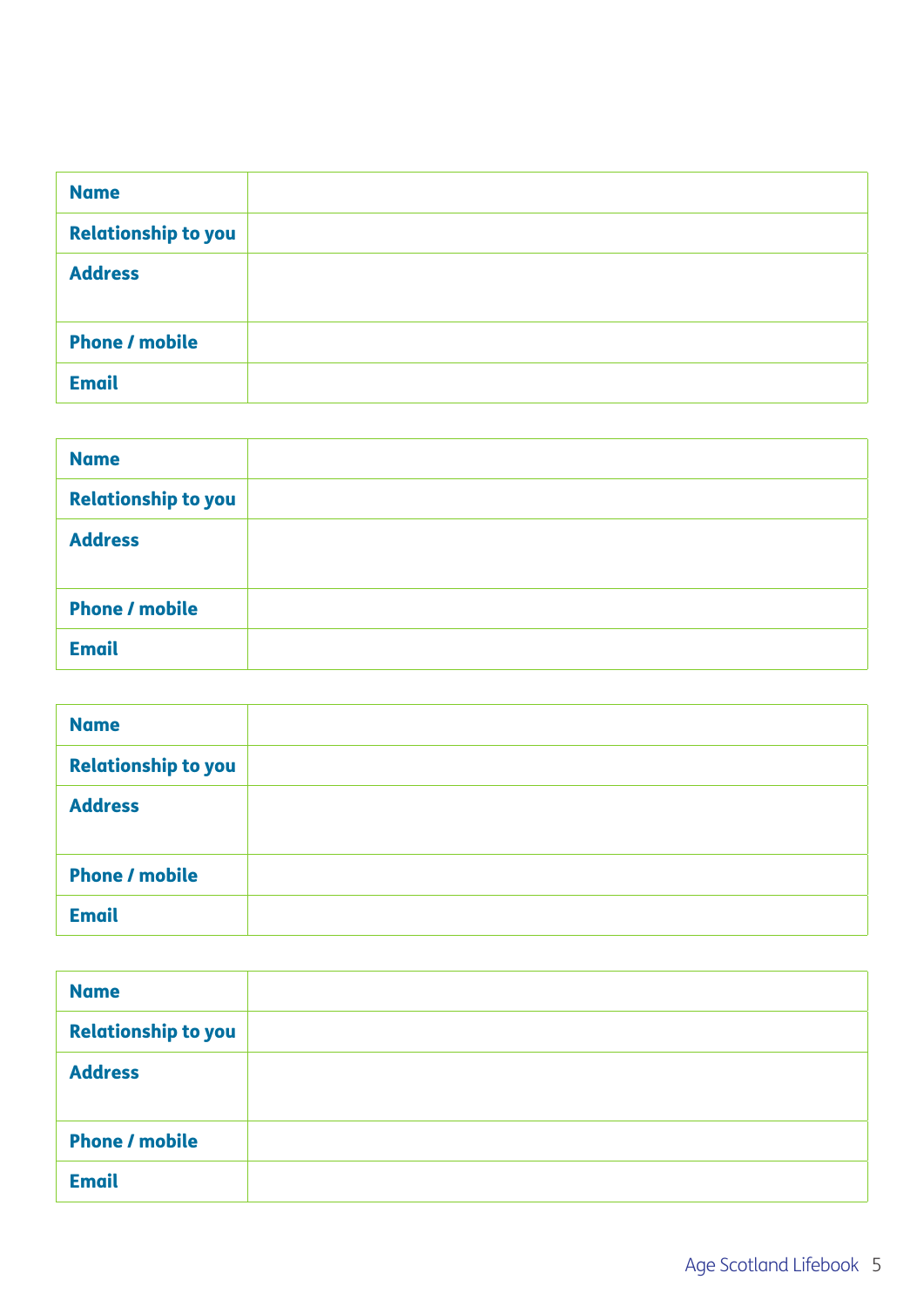| Name | |
|---|---|
| Relationship to you | |
| Address | |
| Phone / mobile | |
| Email | |

| Name | |
|---|---|
| Relationship to you | |
| Address | |
| Phone / mobile | |
| Email | |

| Name | |
|---|---|
| Relationship to you | |
| Address | |
| Phone / mobile | |
| Email | |

| Name | |
|---|---|
| Relationship to you | |
| Address | |
| Phone / mobile | |
| Email | |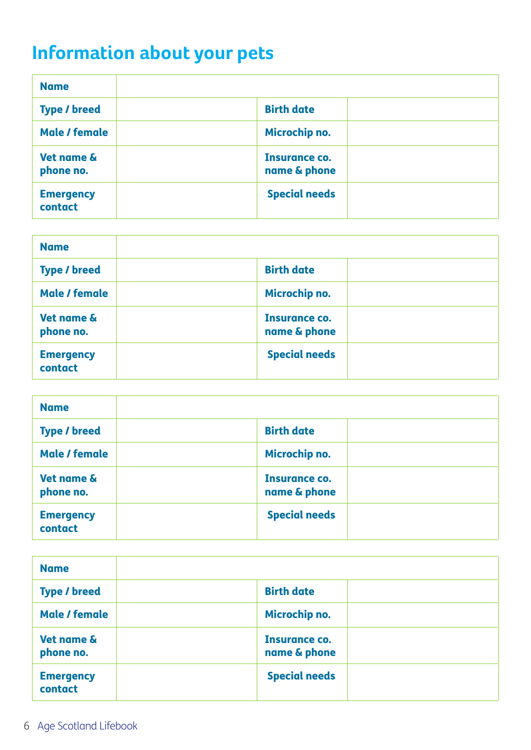# Information about your pets

| **Name** | | | |
|---|---|---|---|
| **Type / breed** | | **Birth date** | |
| **Male / female** | | **Microchip no.** | |
| **Vet name & phone no.** | | **Insurance co. name & phone** | |
| **Emergency contact** | | **Special needs** | |

| **Name** | | | |
|---|---|---|---|
| **Type / breed** | | **Birth date** | |
| **Male / female** | | **Microchip no.** | |
| **Vet name & phone no.** | | **Insurance co. name & phone** | |
| **Emergency contact** | | **Special needs** | |

| **Name** | | | |
|---|---|---|---|
| **Type / breed** | | **Birth date** | |
| **Male / female** | | **Microchip no.** | |
| **Vet name & phone no.** | | **Insurance co. name & phone** | |
| **Emergency contact** | | **Special needs** | |

| **Name** | | | |
|---|---|---|---|
| **Type / breed** | | **Birth date** | |
| **Male / female** | | **Microchip no.** | |
| **Vet name & phone no.** | | **Insurance co. name & phone** | |
| **Emergency contact** | | **Special needs** | |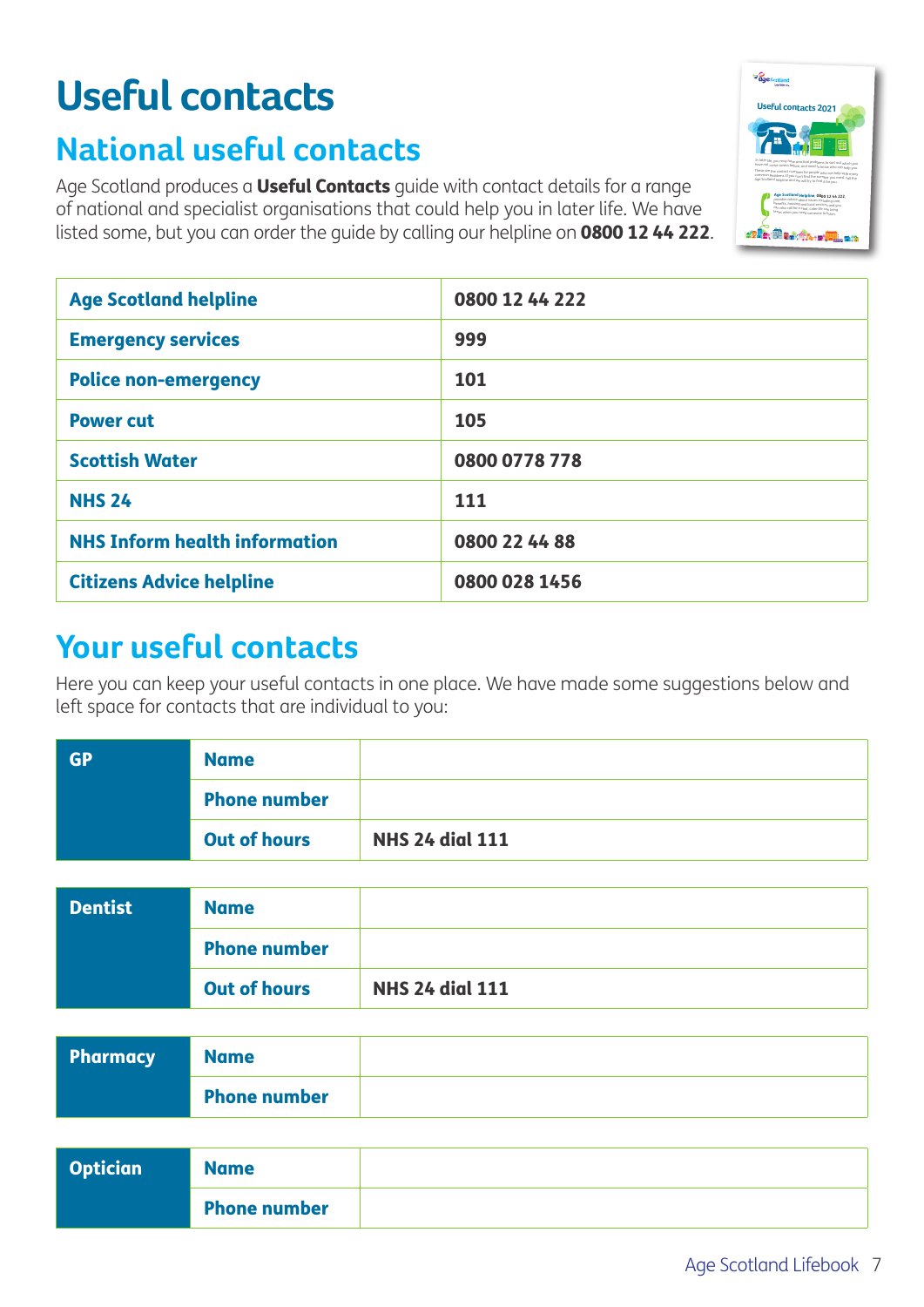# Useful contacts

## National useful contacts

Age Scotland produces a **Useful Contacts** guide with contact details for a range of national and specialist organisations that could help you in later life. We have listed some, but you can order the guide by calling our helpline on **0800 12 44 222**.

| | |
|---|---|
| **Age Scotland helpline** | **0800 12 44 222** |
| **Emergency services** | **999** |
| **Police non-emergency** | **101** |
| **Power cut** | **105** |
| **Scottish Water** | **0800 0778 778** |
| **NHS 24** | **111** |
| **NHS Inform health information** | **0800 22 44 88** |
| **Citizens Advice helpline** | **0800 028 1456** |

## Your useful contacts

Here you can keep your useful contacts in one place. We have made some suggestions below and left space for contacts that are individual to you:

| | | |
|---|---|---|
| **GP** | **Name** | |
| | **Phone number** | |
| | **Out of hours** | **NHS 24 dial 111** |

| | | |
|---|---|---|
| **Dentist** | **Name** | |
| | **Phone number** | |
| | **Out of hours** | **NHS 24 dial 111** |

| | | |
|---|---|---|
| **Pharmacy** | **Name** | |
| | **Phone number** | |

| | | |
|---|---|---|
| **Optician** | **Name** | |
| | **Phone number** | |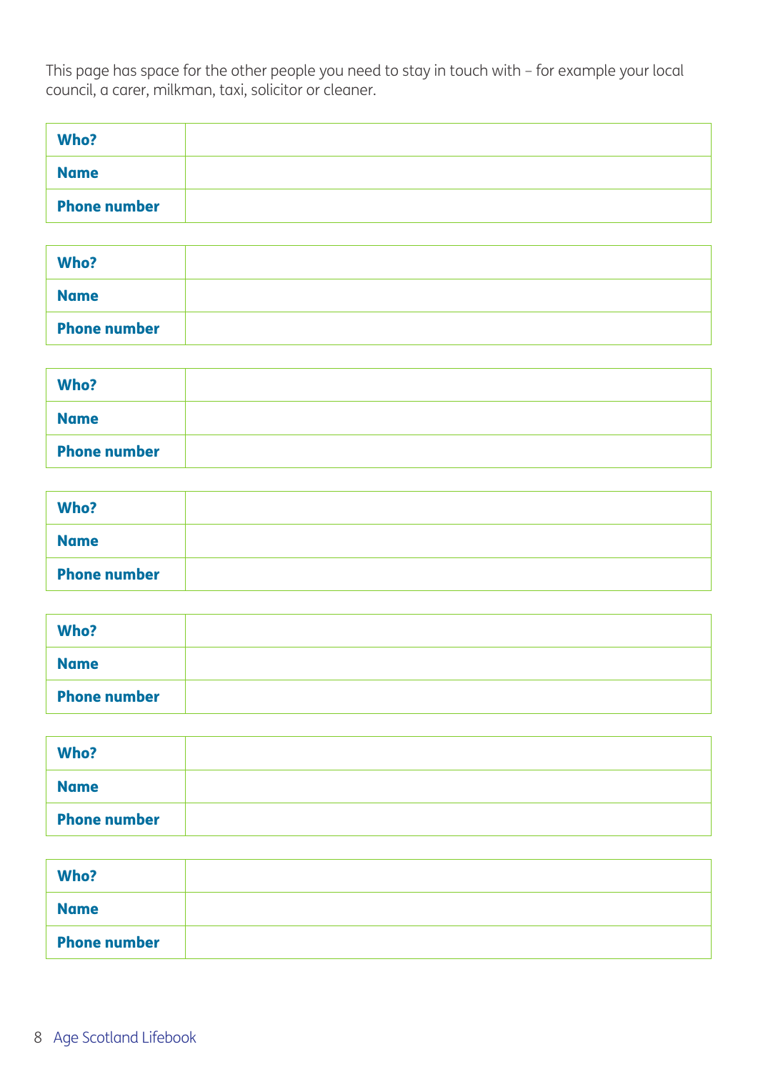This page has space for the other people you need to stay in touch with – for example your local council, a carer, milkman, taxi, solicitor or cleaner.

| **Who?** | |
|---|---|
| **Name** | |
| **Phone number** | |

| **Who?** | |
|---|---|
| **Name** | |
| **Phone number** | |

| **Who?** | |
|---|---|
| **Name** | |
| **Phone number** | |

| **Who?** | |
|---|---|
| **Name** | |
| **Phone number** | |

| **Who?** | |
|---|---|
| **Name** | |
| **Phone number** | |

| **Who?** | |
|---|---|
| **Name** | |
| **Phone number** | |

| **Who?** | |
|---|---|
| **Name** | |
| **Phone number** | |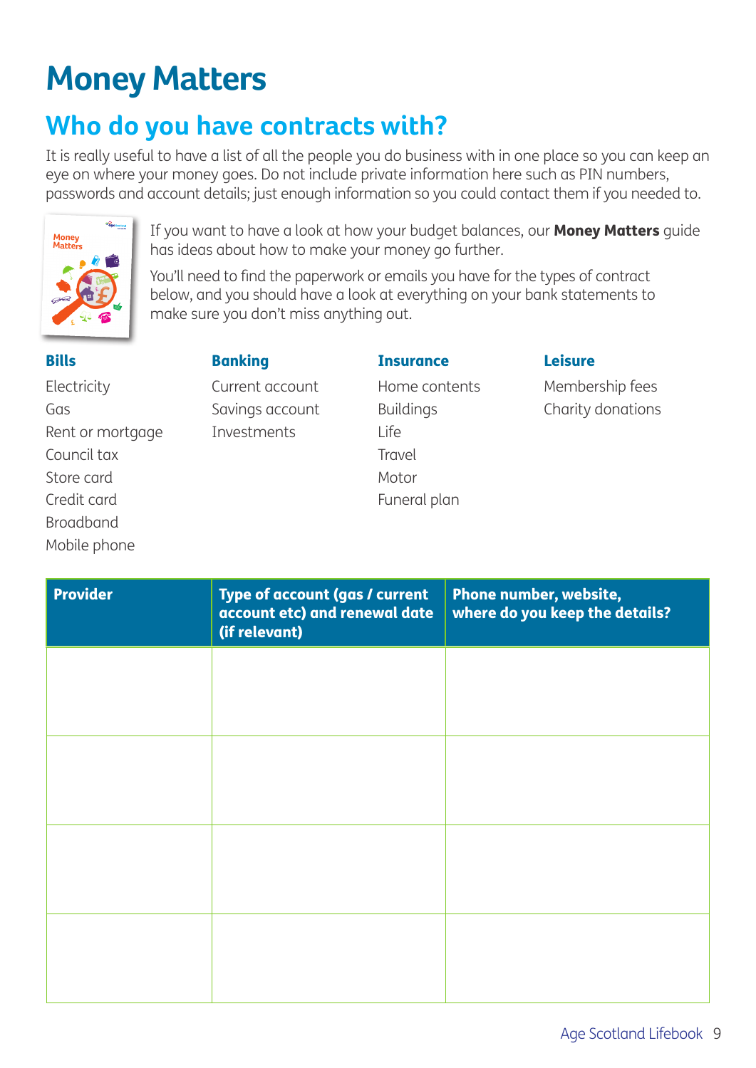# Money Matters

## Who do you have contracts with?

It is really useful to have a list of all the people you do business with in one place so you can keep an eye on where your money goes. Do not include private information here such as PIN numbers, passwords and account details; just enough information so you could contact them if you needed to.

If you want to have a look at how your budget balances, our **Money Matters** guide has ideas about how to make your money go further.

You'll need to find the paperwork or emails you have for the types of contract below, and you should have a look at everything on your bank statements to make sure you don't miss anything out.

**Bills**

Electricity
Gas
Rent or mortgage
Council tax
Store card
Credit card
Broadband
Mobile phone

**Banking**

Current account
Savings account
Investments

**Insurance**

Home contents
Buildings
Life
Travel
Motor
Funeral plan

**Leisure**

Membership fees
Charity donations

| Provider | Type of account (gas / current account etc) and renewal date (if relevant) | Phone number, website, where do you keep the details? |
|---|---|---|
| | | |
| | | |
| | | |
| | | |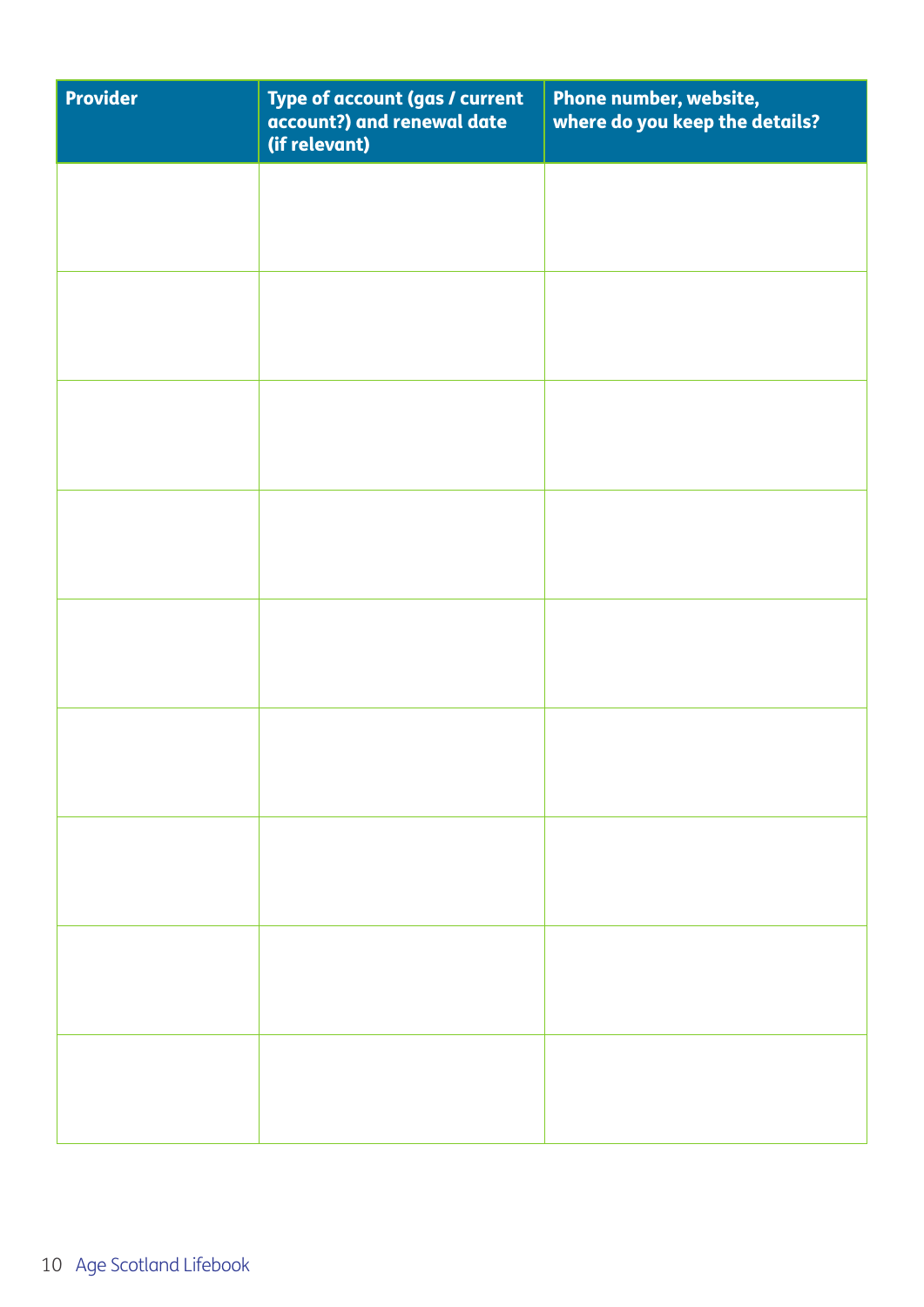| Provider | Type of account (gas / current account?) and renewal date (if relevant) | Phone number, website, where do you keep the details? |
| --- | --- | --- |
| | | |
| | | |
| | | |
| | | |
| | | |
| | | |
| | | |
| | | |
| | | |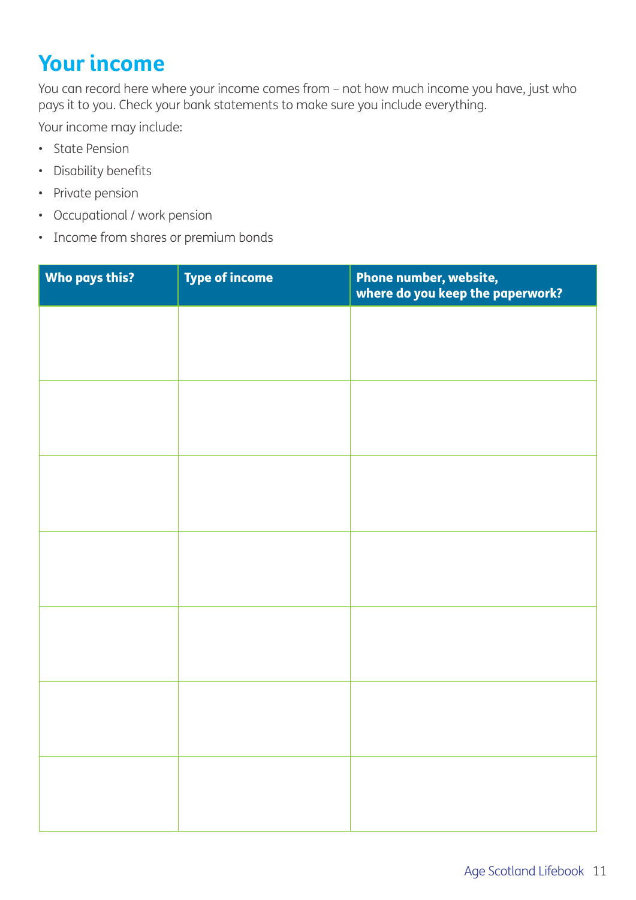## Your income

You can record here where your income comes from – not how much income you have, just who pays it to you. Check your bank statements to make sure you include everything.

Your income may include:

- State Pension
- Disability benefits
- Private pension
- Occupational / work pension
- Income from shares or premium bonds

| Who pays this? | Type of income | Phone number, website, where do you keep the paperwork? |
|---|---|---|
| | | |
| | | |
| | | |
| | | |
| | | |
| | | |
| | | |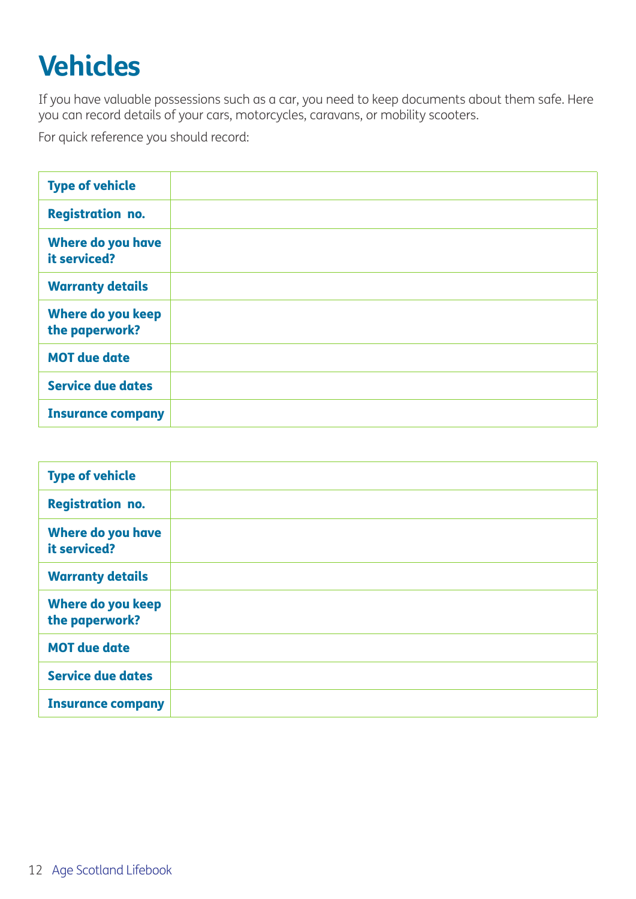# Vehicles

If you have valuable possessions such as a car, you need to keep documents about them safe. Here you can record details of your cars, motorcycles, caravans, or mobility scooters.

For quick reference you should record:

| | |
|---|---|
| **Type of vehicle** | |
| **Registration no.** | |
| **Where do you have it serviced?** | |
| **Warranty details** | |
| **Where do you keep the paperwork?** | |
| **MOT due date** | |
| **Service due dates** | |
| **Insurance company** | |

| | |
|---|---|
| **Type of vehicle** | |
| **Registration no.** | |
| **Where do you have it serviced?** | |
| **Warranty details** | |
| **Where do you keep the paperwork?** | |
| **MOT due date** | |
| **Service due dates** | |
| **Insurance company** | |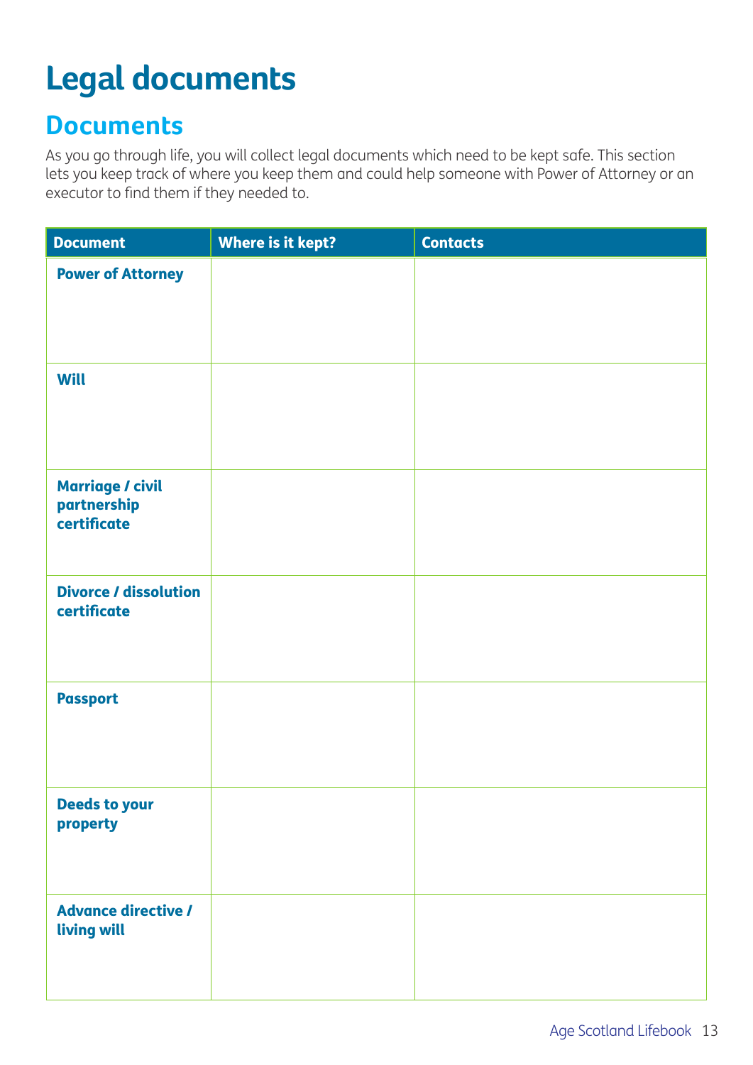# Legal documents

## Documents

As you go through life, you will collect legal documents which need to be kept safe. This section lets you keep track of where you keep them and could help someone with Power of Attorney or an executor to find them if they needed to.

| Document | Where is it kept? | Contacts |
|---|---|---|
| **Power of Attorney** | | |
| **Will** | | |
| **Marriage / civil partnership certificate** | | |
| **Divorce / dissolution certificate** | | |
| **Passport** | | |
| **Deeds to your property** | | |
| **Advance directive / living will** | | |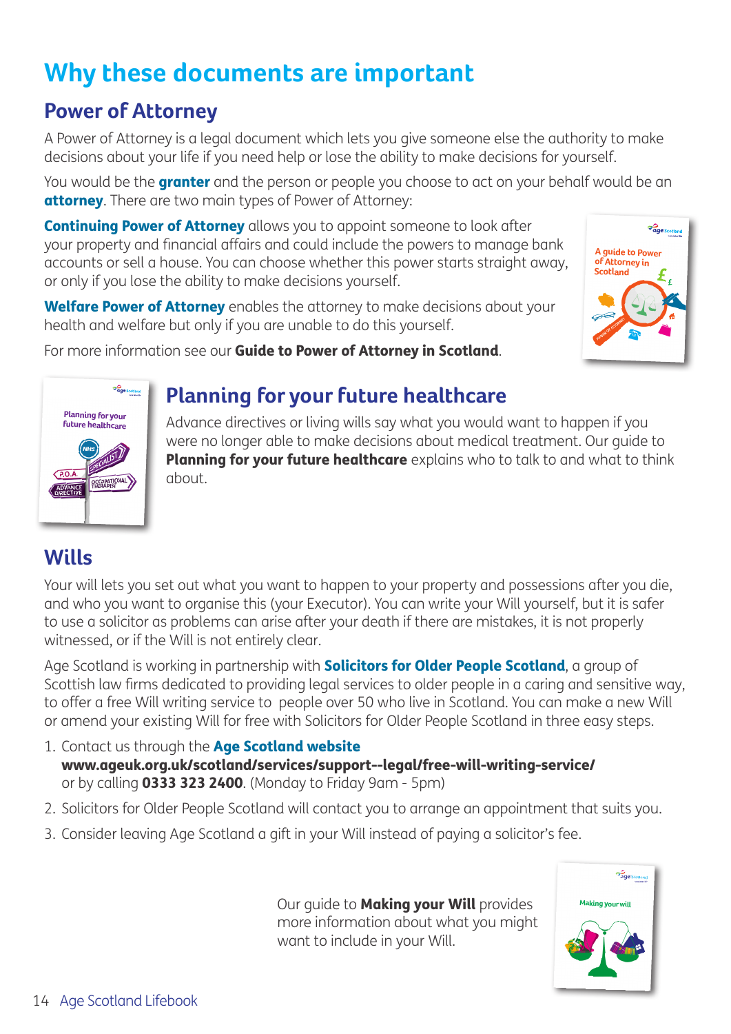# Why these documents are important

## Power of Attorney

A Power of Attorney is a legal document which lets you give someone else the authority to make decisions about your life if you need help or lose the ability to make decisions for yourself.

You would be the **granter** and the person or people you choose to act on your behalf would be an **attorney**. There are two main types of Power of Attorney:

**Continuing Power of Attorney** allows you to appoint someone to look after your property and financial affairs and could include the powers to manage bank accounts or sell a house. You can choose whether this power starts straight away, or only if you lose the ability to make decisions yourself.

**Welfare Power of Attorney** enables the attorney to make decisions about your health and welfare but only if you are unable to do this yourself.

For more information see our **Guide to Power of Attorney in Scotland**.

## Planning for your future healthcare

Advance directives or living wills say what you would want to happen if you were no longer able to make decisions about medical treatment. Our guide to **Planning for your future healthcare** explains who to talk to and what to think about.

## Wills

Your will lets you set out what you want to happen to your property and possessions after you die, and who you want to organise this (your Executor). You can write your Will yourself, but it is safer to use a solicitor as problems can arise after your death if there are mistakes, it is not properly witnessed, or if the Will is not entirely clear.

Age Scotland is working in partnership with **Solicitors for Older People Scotland**, a group of Scottish law firms dedicated to providing legal services to older people in a caring and sensitive way, to offer a free Will writing service to people over 50 who live in Scotland. You can make a new Will or amend your existing Will for free with Solicitors for Older People Scotland in three easy steps.

1. Contact us through the **Age Scotland website** **www.ageuk.org.uk/scotland/services/support--legal/free-will-writing-service/** or by calling **0333 323 2400**. (Monday to Friday 9am - 5pm)
2. Solicitors for Older People Scotland will contact you to arrange an appointment that suits you.
3. Consider leaving Age Scotland a gift in your Will instead of paying a solicitor's fee.

Our guide to **Making your Will** provides more information about what you might want to include in your Will.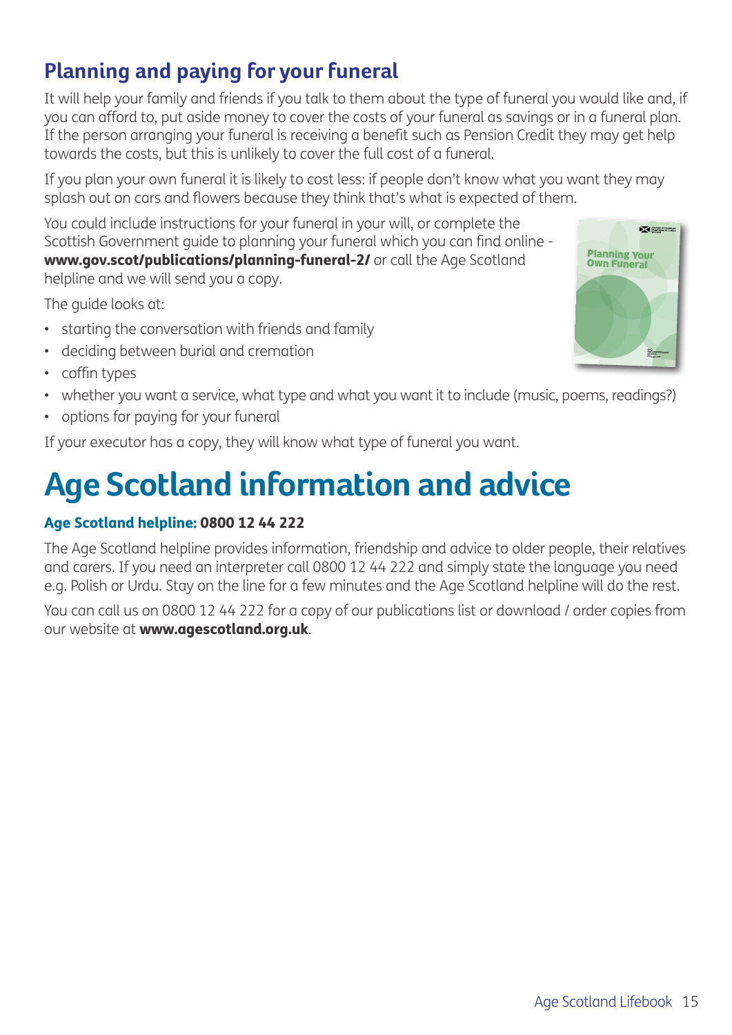## Planning and paying for your funeral

It will help your family and friends if you talk to them about the type of funeral you would like and, if you can afford to, put aside money to cover the costs of your funeral as savings or in a funeral plan. If the person arranging your funeral is receiving a benefit such as Pension Credit they may get help towards the costs, but this is unlikely to cover the full cost of a funeral.

If you plan your own funeral it is likely to cost less: if people don't know what you want they may splash out on cars and flowers because they think that's what is expected of them.

You could include instructions for your funeral in your will, or complete the Scottish Government guide to planning your funeral which you can find online - **www.gov.scot/publications/planning-funeral-2/** or call the Age Scotland helpline and we will send you a copy.

The guide looks at:

- starting the conversation with friends and family
- deciding between burial and cremation
- coffin types
- whether you want a service, what type and what you want it to include (music, poems, readings?)
- options for paying for your funeral

If your executor has a copy, they will know what type of funeral you want.

# Age Scotland information and advice

**Age Scotland helpline: 0800 12 44 222**

The Age Scotland helpline provides information, friendship and advice to older people, their relatives and carers. If you need an interpreter call 0800 12 44 222 and simply state the language you need e.g. Polish or Urdu. Stay on the line for a few minutes and the Age Scotland helpline will do the rest.

You can call us on 0800 12 44 222 for a copy of our publications list or download / order copies from our website at **www.agescotland.org.uk**.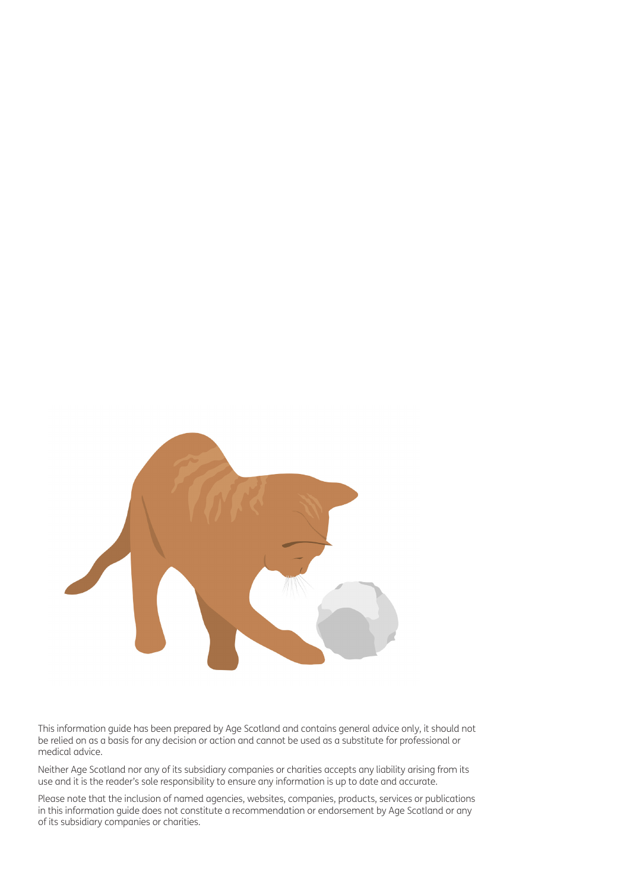This information guide has been prepared by Age Scotland and contains general advice only, it should not be relied on as a basis for any decision or action and cannot be used as a substitute for professional or medical advice.

Neither Age Scotland nor any of its subsidiary companies or charities accepts any liability arising from its use and it is the reader's sole responsibility to ensure any information is up to date and accurate.

Please note that the inclusion of named agencies, websites, companies, products, services or publications in this information guide does not constitute a recommendation or endorsement by Age Scotland or any of its subsidiary companies or charities.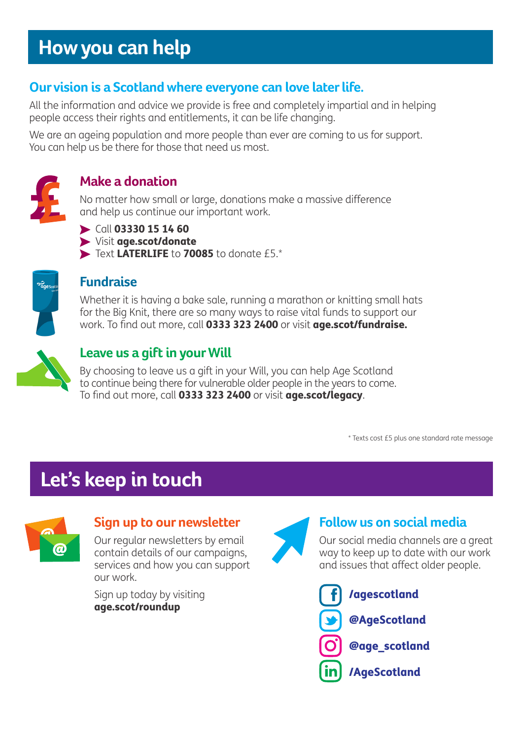# How you can help

## Our vision is a Scotland where everyone can love later life.

All the information and advice we provide is free and completely impartial and in helping people access their rights and entitlements, it can be life changing.

We are an ageing population and more people than ever are coming to us for support. You can help us be there for those that need us most.

### Make a donation

No matter how small or large, donations make a massive difference and help us continue our important work.

- Call **03330 15 14 60**
- Visit **age.scot/donate**
- Text **LATERLIFE** to **70085** to donate £5.*

### Fundraise

Whether it is having a bake sale, running a marathon or knitting small hats for the Big Knit, there are so many ways to raise vital funds to support our work. To find out more, call **0333 323 2400** or visit **age.scot/fundraise.**

### Leave us a gift in your Will

By choosing to leave us a gift in your Will, you can help Age Scotland to continue being there for vulnerable older people in the years to come. To find out more, call **0333 323 2400** or visit **age.scot/legacy**.

\* Texts cost £5 plus one standard rate message

# Let's keep in touch

### Sign up to our newsletter

Our regular newsletters by email contain details of our campaigns, services and how you can support our work.

Sign up today by visiting **age.scot/roundup**

### Follow us on social media

Our social media channels are a great way to keep up to date with our work and issues that affect older people.

- Facebook: **/agescotland**
- Twitter: **@AgeScotland**
- Instagram: **@age_scotland**
- LinkedIn: **/AgeScotland**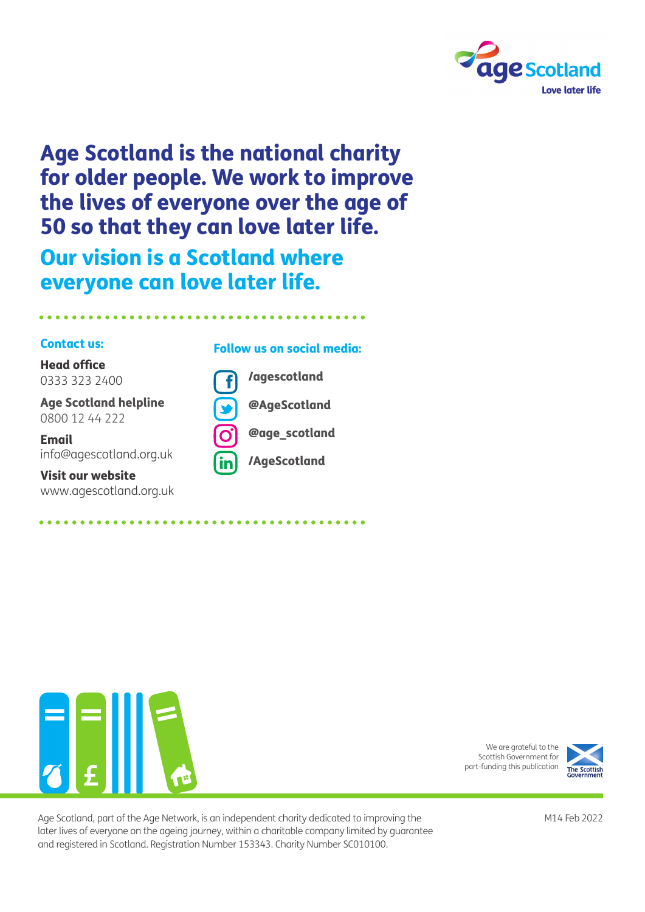# Age Scotland is the national charity for older people. We work to improve the lives of everyone over the age of 50 so that they can love later life.

## Our vision is a Scotland where everyone can love later life.

**Contact us:**

**Head office**
0333 323 2400

**Age Scotland helpline**
0800 12 44 222

**Email**
info@agescotland.org.uk

**Visit our website**
www.agescotland.org.uk

**Follow us on social media:**

- /agescotland
- @AgeScotland
- @age_scotland
- /AgeScotland

We are grateful to the Scottish Government for part-funding this publication

Age Scotland, part of the Age Network, is an independent charity dedicated to improving the later lives of everyone on the ageing journey, within a charitable company limited by guarantee and registered in Scotland. Registration Number 153343. Charity Number SC010100.

M14 Feb 2022